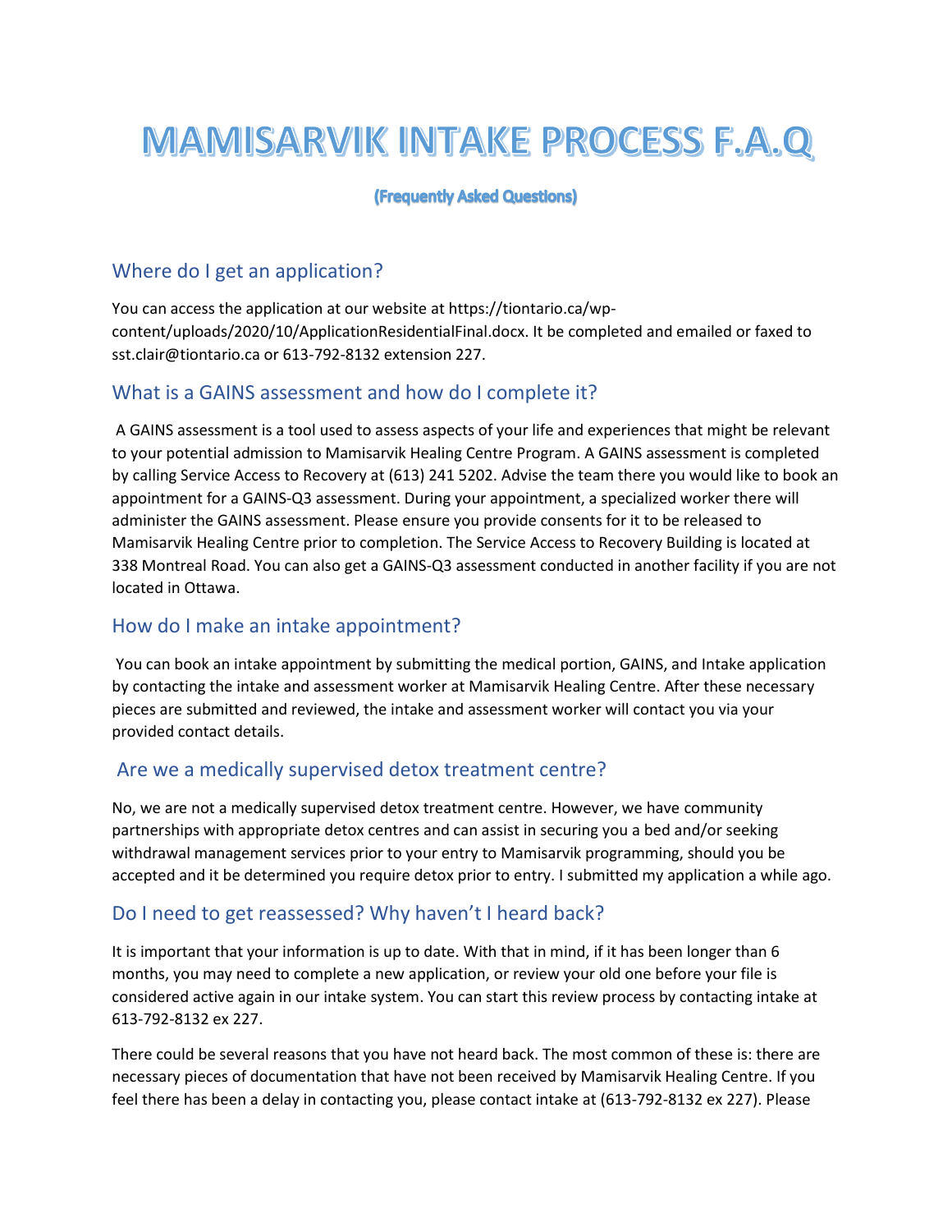# MAMISARVIK INTAKE PROCESS F.A.Q

**(Frequently Asked Questions)**

## Where do I get an application?

You can access the application at our website at https://tiontario.ca/wp-content/uploads/2020/10/ApplicationResidentialFinal.docx. It be completed and emailed or faxed to sst.clair@tiontario.ca or 613-792-8132 extension 227.

## What is a GAINS assessment and how do I complete it?

A GAINS assessment is a tool used to assess aspects of your life and experiences that might be relevant to your potential admission to Mamisarvik Healing Centre Program. A GAINS assessment is completed by calling Service Access to Recovery at (613) 241 5202. Advise the team there you would like to book an appointment for a GAINS-Q3 assessment. During your appointment, a specialized worker there will administer the GAINS assessment. Please ensure you provide consents for it to be released to Mamisarvik Healing Centre prior to completion. The Service Access to Recovery Building is located at 338 Montreal Road. You can also get a GAINS-Q3 assessment conducted in another facility if you are not located in Ottawa.

## How do I make an intake appointment?

You can book an intake appointment by submitting the medical portion, GAINS, and Intake application by contacting the intake and assessment worker at Mamisarvik Healing Centre. After these necessary pieces are submitted and reviewed, the intake and assessment worker will contact you via your provided contact details.

## Are we a medically supervised detox treatment centre?

No, we are not a medically supervised detox treatment centre. However, we have community partnerships with appropriate detox centres and can assist in securing you a bed and/or seeking withdrawal management services prior to your entry to Mamisarvik programming, should you be accepted and it be determined you require detox prior to entry. I submitted my application a while ago.

## Do I need to get reassessed? Why haven't I heard back?

It is important that your information is up to date. With that in mind, if it has been longer than 6 months, you may need to complete a new application, or review your old one before your file is considered active again in our intake system. You can start this review process by contacting intake at 613-792-8132 ex 227.

There could be several reasons that you have not heard back. The most common of these is: there are necessary pieces of documentation that have not been received by Mamisarvik Healing Centre. If you feel there has been a delay in contacting you, please contact intake at (613-792-8132 ex 227). Please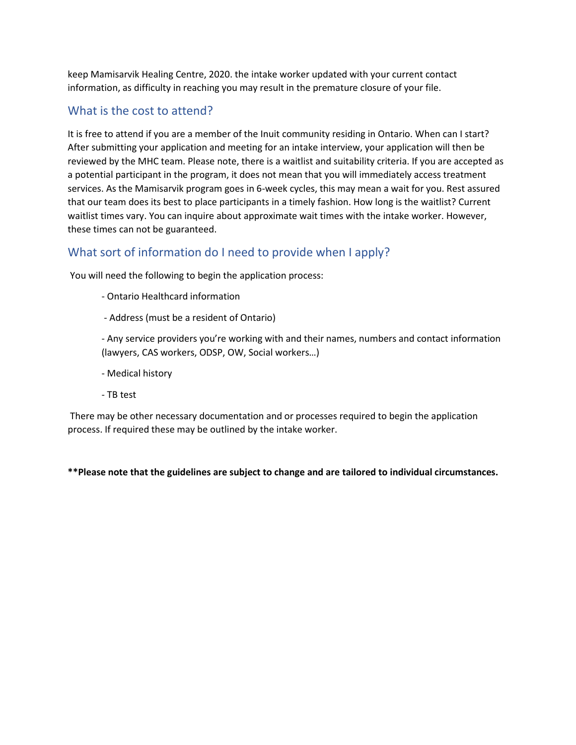keep Mamisarvik Healing Centre, 2020. the intake worker updated with your current contact information, as difficulty in reaching you may result in the premature closure of your file.

## What is the cost to attend?

It is free to attend if you are a member of the Inuit community residing in Ontario. When can I start? After submitting your application and meeting for an intake interview, your application will then be reviewed by the MHC team. Please note, there is a waitlist and suitability criteria. If you are accepted as a potential participant in the program, it does not mean that you will immediately access treatment services. As the Mamisarvik program goes in 6-week cycles, this may mean a wait for you. Rest assured that our team does its best to place participants in a timely fashion. How long is the waitlist? Current waitlist times vary. You can inquire about approximate wait times with the intake worker. However, these times can not be guaranteed.

## What sort of information do I need to provide when I apply?

You will need the following to begin the application process:

- Ontario Healthcard information
- Address (must be a resident of Ontario)
- Any service providers you're working with and their names, numbers and contact information (lawyers, CAS workers, ODSP, OW, Social workers…)
- Medical history
- TB test

There may be other necessary documentation and or processes required to begin the application process. If required these may be outlined by the intake worker.

****Please note that the guidelines are subject to change and are tailored to individual circumstances.**